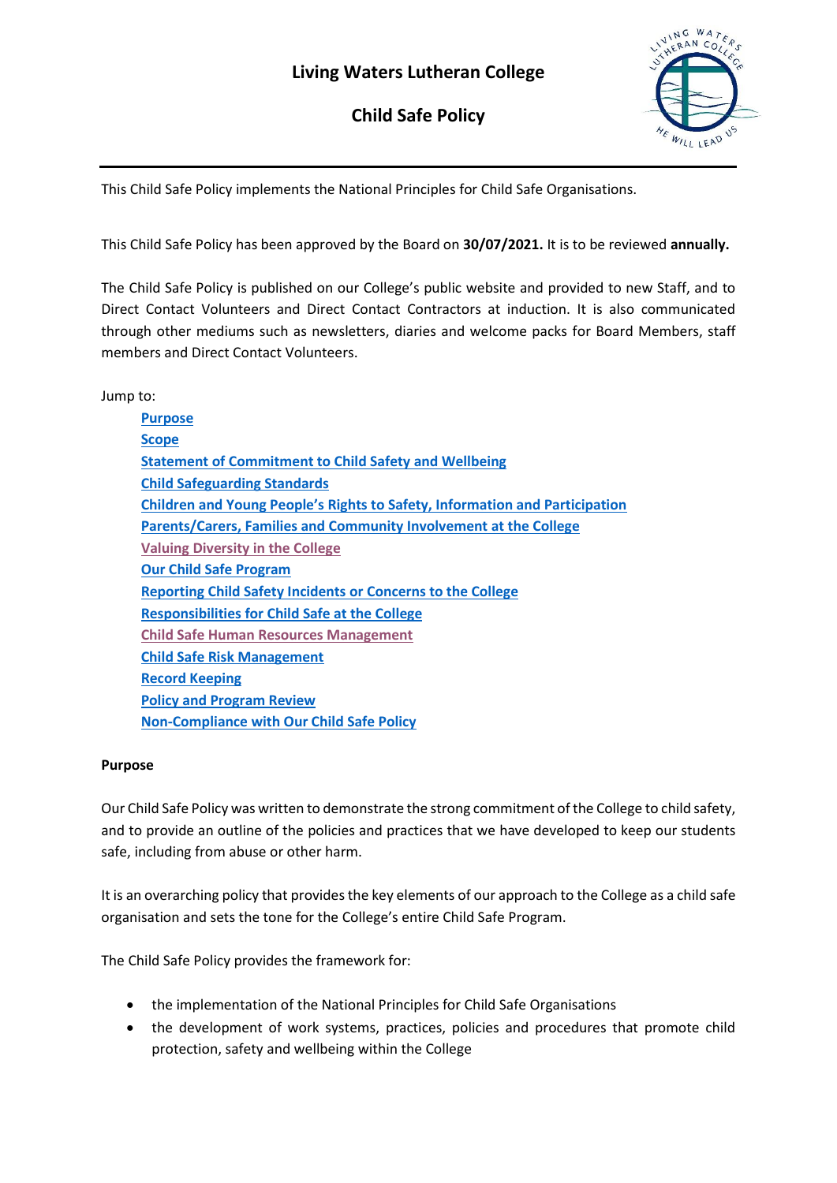# Living Waters Lutheran College

## Child Safe Policy

This Child Safe Policy implements the National Principles for Child Safe Organisations.

This Child Safe Policy has been approved by the Board on **30/07/2021.** It is to be reviewed **annually.**

The Child Safe Policy is published on our College's public website and provided to new Staff, and to Direct Contact Volunteers and Direct Contact Contractors at induction. It is also communicated through other mediums such as newsletters, diaries and welcome packs for Board Members, staff members and Direct Contact Volunteers.

Jump to:

- Purpose
- Scope
- Statement of Commitment to Child Safety and Wellbeing
- Child Safeguarding Standards
- Children and Young People's Rights to Safety, Information and Participation
- Parents/Carers, Families and Community Involvement at the College
- Valuing Diversity in the College
- Our Child Safe Program
- Reporting Child Safety Incidents or Concerns to the College
- Responsibilities for Child Safe at the College
- Child Safe Human Resources Management
- Child Safe Risk Management
- Record Keeping
- Policy and Program Review
- Non-Compliance with Our Child Safe Policy

**Purpose**

Our Child Safe Policy was written to demonstrate the strong commitment of the College to child safety, and to provide an outline of the policies and practices that we have developed to keep our students safe, including from abuse or other harm.

It is an overarching policy that provides the key elements of our approach to the College as a child safe organisation and sets the tone for the College's entire Child Safe Program.

The Child Safe Policy provides the framework for:

- the implementation of the National Principles for Child Safe Organisations
- the development of work systems, practices, policies and procedures that promote child protection, safety and wellbeing within the College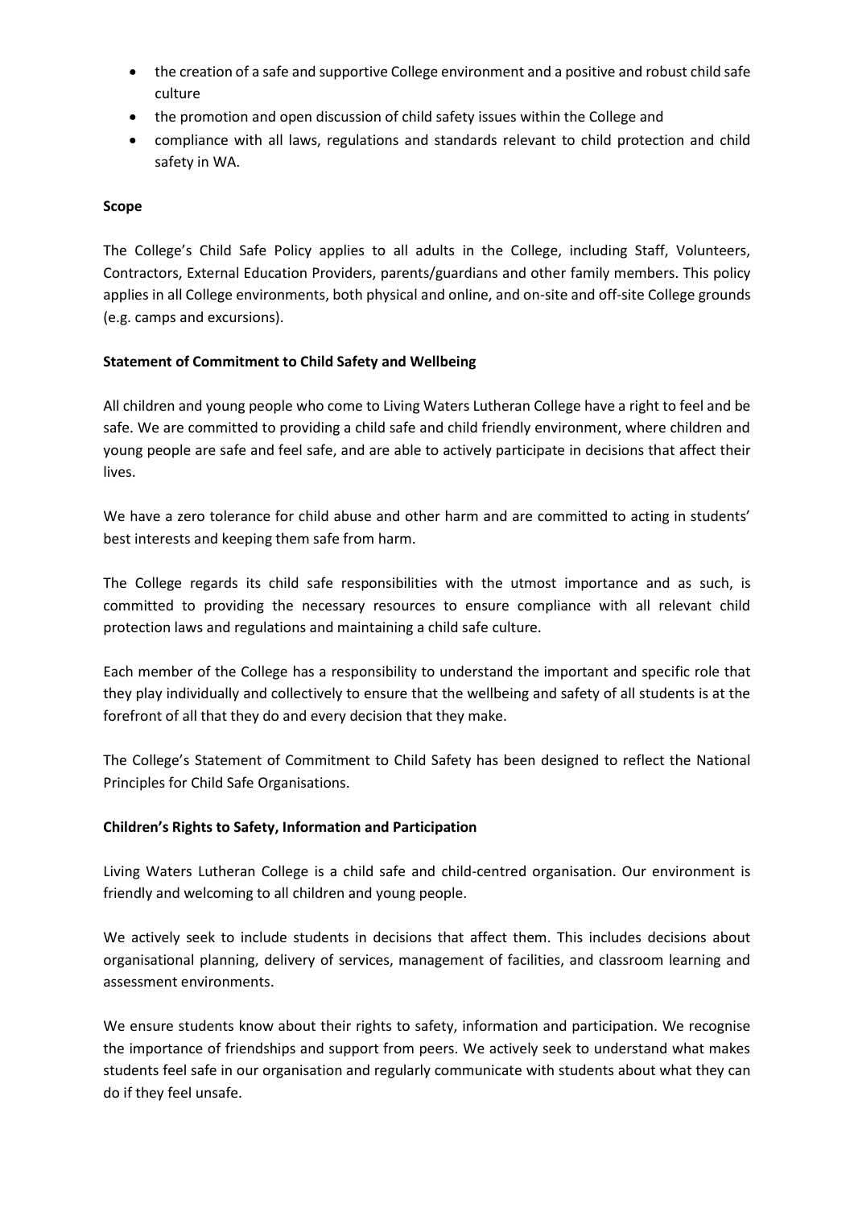- the creation of a safe and supportive College environment and a positive and robust child safe culture
- the promotion and open discussion of child safety issues within the College and
- compliance with all laws, regulations and standards relevant to child protection and child safety in WA.

**Scope**

The College's Child Safe Policy applies to all adults in the College, including Staff, Volunteers, Contractors, External Education Providers, parents/guardians and other family members. This policy applies in all College environments, both physical and online, and on-site and off-site College grounds (e.g. camps and excursions).

**Statement of Commitment to Child Safety and Wellbeing**

All children and young people who come to Living Waters Lutheran College have a right to feel and be safe. We are committed to providing a child safe and child friendly environment, where children and young people are safe and feel safe, and are able to actively participate in decisions that affect their lives.

We have a zero tolerance for child abuse and other harm and are committed to acting in students' best interests and keeping them safe from harm.

The College regards its child safe responsibilities with the utmost importance and as such, is committed to providing the necessary resources to ensure compliance with all relevant child protection laws and regulations and maintaining a child safe culture.

Each member of the College has a responsibility to understand the important and specific role that they play individually and collectively to ensure that the wellbeing and safety of all students is at the forefront of all that they do and every decision that they make.

The College's Statement of Commitment to Child Safety has been designed to reflect the National Principles for Child Safe Organisations.

**Children's Rights to Safety, Information and Participation**

Living Waters Lutheran College is a child safe and child-centred organisation. Our environment is friendly and welcoming to all children and young people.

We actively seek to include students in decisions that affect them. This includes decisions about organisational planning, delivery of services, management of facilities, and classroom learning and assessment environments.

We ensure students know about their rights to safety, information and participation. We recognise the importance of friendships and support from peers. We actively seek to understand what makes students feel safe in our organisation and regularly communicate with students about what they can do if they feel unsafe.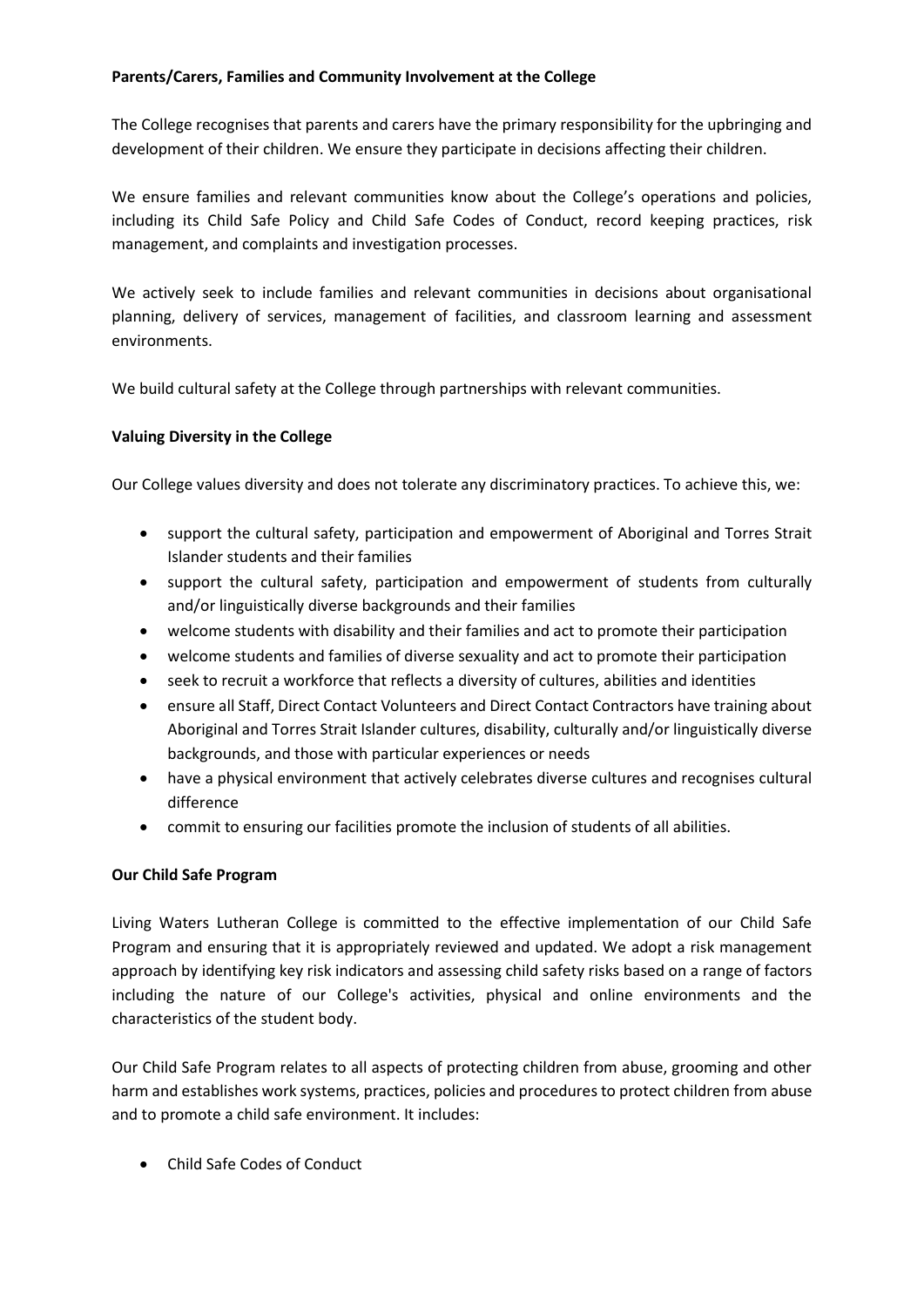**Parents/Carers, Families and Community Involvement at the College**

The College recognises that parents and carers have the primary responsibility for the upbringing and development of their children. We ensure they participate in decisions affecting their children.

We ensure families and relevant communities know about the College's operations and policies, including its Child Safe Policy and Child Safe Codes of Conduct, record keeping practices, risk management, and complaints and investigation processes.

We actively seek to include families and relevant communities in decisions about organisational planning, delivery of services, management of facilities, and classroom learning and assessment environments.

We build cultural safety at the College through partnerships with relevant communities.

**Valuing Diversity in the College**

Our College values diversity and does not tolerate any discriminatory practices. To achieve this, we:

- support the cultural safety, participation and empowerment of Aboriginal and Torres Strait Islander students and their families
- support the cultural safety, participation and empowerment of students from culturally and/or linguistically diverse backgrounds and their families
- welcome students with disability and their families and act to promote their participation
- welcome students and families of diverse sexuality and act to promote their participation
- seek to recruit a workforce that reflects a diversity of cultures, abilities and identities
- ensure all Staff, Direct Contact Volunteers and Direct Contact Contractors have training about Aboriginal and Torres Strait Islander cultures, disability, culturally and/or linguistically diverse backgrounds, and those with particular experiences or needs
- have a physical environment that actively celebrates diverse cultures and recognises cultural difference
- commit to ensuring our facilities promote the inclusion of students of all abilities.

**Our Child Safe Program**

Living Waters Lutheran College is committed to the effective implementation of our Child Safe Program and ensuring that it is appropriately reviewed and updated. We adopt a risk management approach by identifying key risk indicators and assessing child safety risks based on a range of factors including the nature of our College's activities, physical and online environments and the characteristics of the student body.

Our Child Safe Program relates to all aspects of protecting children from abuse, grooming and other harm and establishes work systems, practices, policies and procedures to protect children from abuse and to promote a child safe environment. It includes:

- Child Safe Codes of Conduct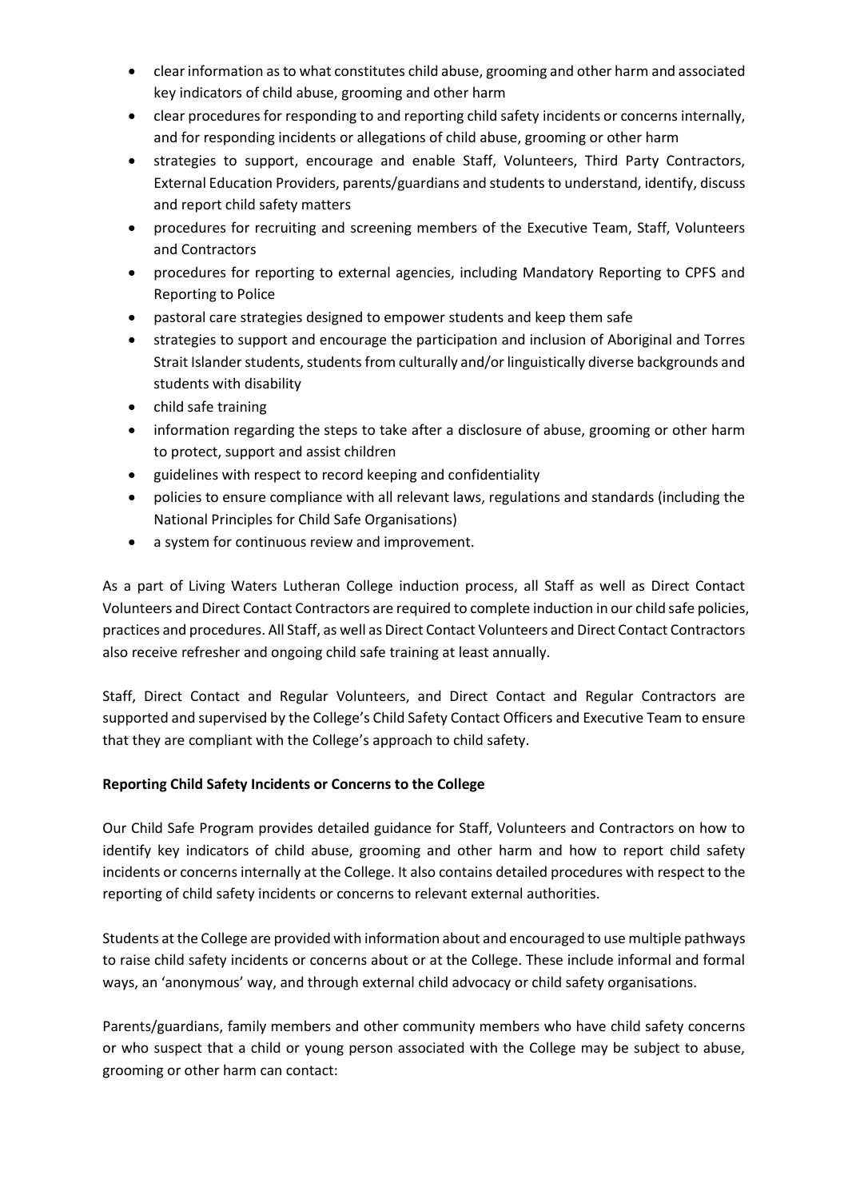- clear information as to what constitutes child abuse, grooming and other harm and associated key indicators of child abuse, grooming and other harm
- clear procedures for responding to and reporting child safety incidents or concerns internally, and for responding incidents or allegations of child abuse, grooming or other harm
- strategies to support, encourage and enable Staff, Volunteers, Third Party Contractors, External Education Providers, parents/guardians and students to understand, identify, discuss and report child safety matters
- procedures for recruiting and screening members of the Executive Team, Staff, Volunteers and Contractors
- procedures for reporting to external agencies, including Mandatory Reporting to CPFS and Reporting to Police
- pastoral care strategies designed to empower students and keep them safe
- strategies to support and encourage the participation and inclusion of Aboriginal and Torres Strait Islander students, students from culturally and/or linguistically diverse backgrounds and students with disability
- child safe training
- information regarding the steps to take after a disclosure of abuse, grooming or other harm to protect, support and assist children
- guidelines with respect to record keeping and confidentiality
- policies to ensure compliance with all relevant laws, regulations and standards (including the National Principles for Child Safe Organisations)
- a system for continuous review and improvement.

As a part of Living Waters Lutheran College induction process, all Staff as well as Direct Contact Volunteers and Direct Contact Contractors are required to complete induction in our child safe policies, practices and procedures. All Staff, as well as Direct Contact Volunteers and Direct Contact Contractors also receive refresher and ongoing child safe training at least annually.

Staff, Direct Contact and Regular Volunteers, and Direct Contact and Regular Contractors are supported and supervised by the College's Child Safety Contact Officers and Executive Team to ensure that they are compliant with the College's approach to child safety.

**Reporting Child Safety Incidents or Concerns to the College**

Our Child Safe Program provides detailed guidance for Staff, Volunteers and Contractors on how to identify key indicators of child abuse, grooming and other harm and how to report child safety incidents or concerns internally at the College. It also contains detailed procedures with respect to the reporting of child safety incidents or concerns to relevant external authorities.

Students at the College are provided with information about and encouraged to use multiple pathways to raise child safety incidents or concerns about or at the College. These include informal and formal ways, an 'anonymous' way, and through external child advocacy or child safety organisations.

Parents/guardians, family members and other community members who have child safety concerns or who suspect that a child or young person associated with the College may be subject to abuse, grooming or other harm can contact: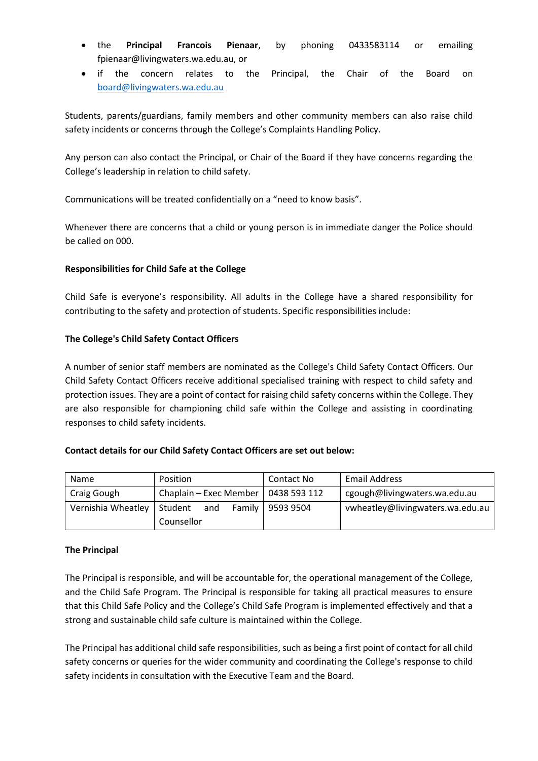- the **Principal Francois Pienaar**, by phoning 0433583114 or emailing fpienaar@livingwaters.wa.edu.au, or
- if the concern relates to the Principal, the Chair of the Board on board@livingwaters.wa.edu.au

Students, parents/guardians, family members and other community members can also raise child safety incidents or concerns through the College's Complaints Handling Policy.

Any person can also contact the Principal, or Chair of the Board if they have concerns regarding the College's leadership in relation to child safety.

Communications will be treated confidentially on a "need to know basis".

Whenever there are concerns that a child or young person is in immediate danger the Police should be called on 000.

**Responsibilities for Child Safe at the College**

Child Safe is everyone's responsibility. All adults in the College have a shared responsibility for contributing to the safety and protection of students. Specific responsibilities include:

**The College's Child Safety Contact Officers**

A number of senior staff members are nominated as the College's Child Safety Contact Officers. Our Child Safety Contact Officers receive additional specialised training with respect to child safety and protection issues. They are a point of contact for raising child safety concerns within the College. They are also responsible for championing child safe within the College and assisting in coordinating responses to child safety incidents.

**Contact details for our Child Safety Contact Officers are set out below:**

| Name | Position | Contact No | Email Address |
|---|---|---|---|
| Craig Gough | Chaplain – Exec Member | 0438 593 112 | cgough@livingwaters.wa.edu.au |
| Vernishia Wheatley | Student and Family Counsellor | 9593 9504 | vwheatley@livingwaters.wa.edu.au |

**The Principal**

The Principal is responsible, and will be accountable for, the operational management of the College, and the Child Safe Program. The Principal is responsible for taking all practical measures to ensure that this Child Safe Policy and the College's Child Safe Program is implemented effectively and that a strong and sustainable child safe culture is maintained within the College.

The Principal has additional child safe responsibilities, such as being a first point of contact for all child safety concerns or queries for the wider community and coordinating the College's response to child safety incidents in consultation with the Executive Team and the Board.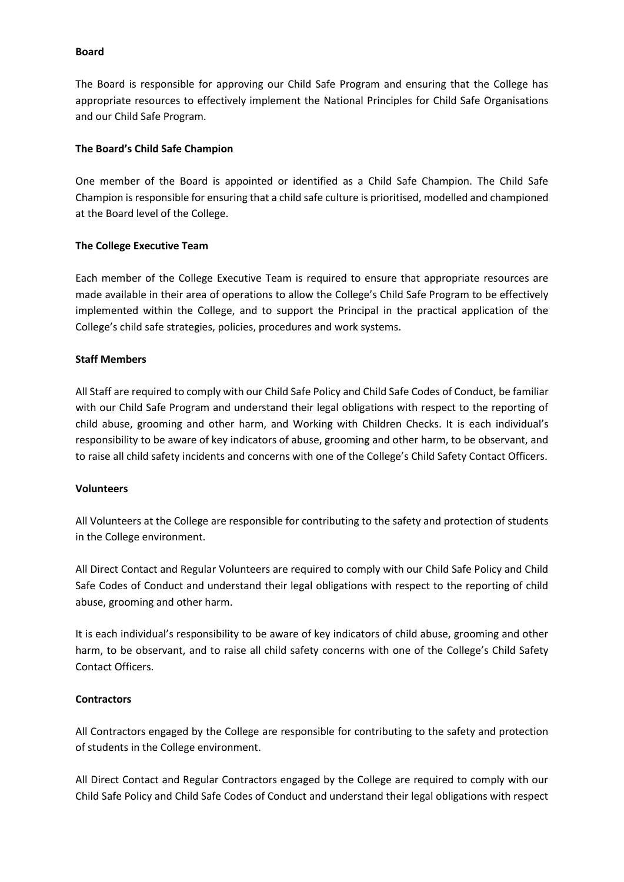**Board**

The Board is responsible for approving our Child Safe Program and ensuring that the College has appropriate resources to effectively implement the National Principles for Child Safe Organisations and our Child Safe Program.

**The Board's Child Safe Champion**

One member of the Board is appointed or identified as a Child Safe Champion. The Child Safe Champion is responsible for ensuring that a child safe culture is prioritised, modelled and championed at the Board level of the College.

**The College Executive Team**

Each member of the College Executive Team is required to ensure that appropriate resources are made available in their area of operations to allow the College's Child Safe Program to be effectively implemented within the College, and to support the Principal in the practical application of the College's child safe strategies, policies, procedures and work systems.

**Staff Members**

All Staff are required to comply with our Child Safe Policy and Child Safe Codes of Conduct, be familiar with our Child Safe Program and understand their legal obligations with respect to the reporting of child abuse, grooming and other harm, and Working with Children Checks. It is each individual's responsibility to be aware of key indicators of abuse, grooming and other harm, to be observant, and to raise all child safety incidents and concerns with one of the College's Child Safety Contact Officers.

**Volunteers**

All Volunteers at the College are responsible for contributing to the safety and protection of students in the College environment.

All Direct Contact and Regular Volunteers are required to comply with our Child Safe Policy and Child Safe Codes of Conduct and understand their legal obligations with respect to the reporting of child abuse, grooming and other harm.

It is each individual's responsibility to be aware of key indicators of child abuse, grooming and other harm, to be observant, and to raise all child safety concerns with one of the College's Child Safety Contact Officers.

**Contractors**

All Contractors engaged by the College are responsible for contributing to the safety and protection of students in the College environment.

All Direct Contact and Regular Contractors engaged by the College are required to comply with our Child Safe Policy and Child Safe Codes of Conduct and understand their legal obligations with respect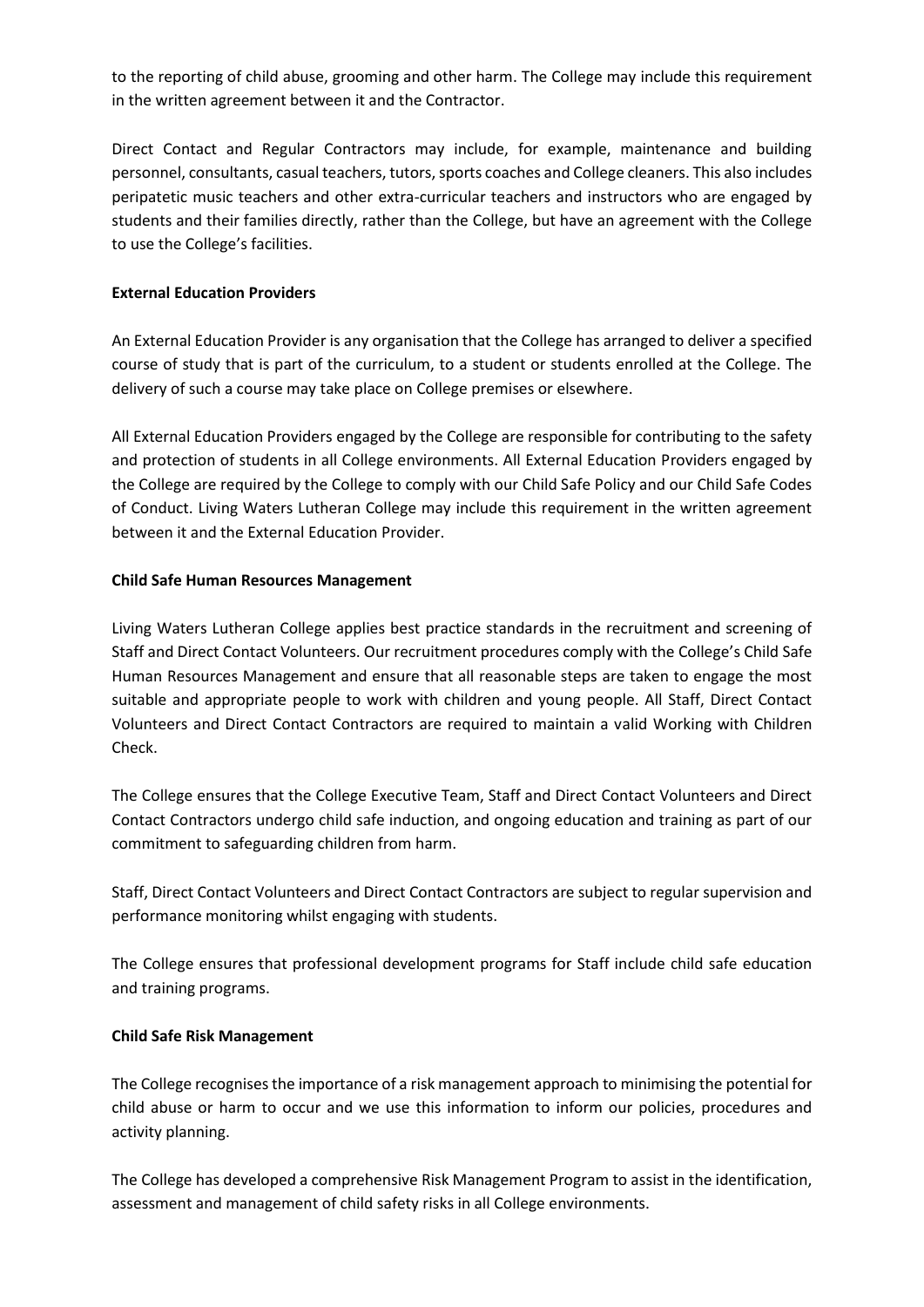to the reporting of child abuse, grooming and other harm. The College may include this requirement in the written agreement between it and the Contractor.

Direct Contact and Regular Contractors may include, for example, maintenance and building personnel, consultants, casual teachers, tutors, sports coaches and College cleaners. This also includes peripatetic music teachers and other extra-curricular teachers and instructors who are engaged by students and their families directly, rather than the College, but have an agreement with the College to use the College's facilities.

**External Education Providers**

An External Education Provider is any organisation that the College has arranged to deliver a specified course of study that is part of the curriculum, to a student or students enrolled at the College. The delivery of such a course may take place on College premises or elsewhere.

All External Education Providers engaged by the College are responsible for contributing to the safety and protection of students in all College environments. All External Education Providers engaged by the College are required by the College to comply with our Child Safe Policy and our Child Safe Codes of Conduct. Living Waters Lutheran College may include this requirement in the written agreement between it and the External Education Provider.

**Child Safe Human Resources Management**

Living Waters Lutheran College applies best practice standards in the recruitment and screening of Staff and Direct Contact Volunteers. Our recruitment procedures comply with the College's Child Safe Human Resources Management and ensure that all reasonable steps are taken to engage the most suitable and appropriate people to work with children and young people. All Staff, Direct Contact Volunteers and Direct Contact Contractors are required to maintain a valid Working with Children Check.

The College ensures that the College Executive Team, Staff and Direct Contact Volunteers and Direct Contact Contractors undergo child safe induction, and ongoing education and training as part of our commitment to safeguarding children from harm.

Staff, Direct Contact Volunteers and Direct Contact Contractors are subject to regular supervision and performance monitoring whilst engaging with students.

The College ensures that professional development programs for Staff include child safe education and training programs.

**Child Safe Risk Management**

The College recognises the importance of a risk management approach to minimising the potential for child abuse or harm to occur and we use this information to inform our policies, procedures and activity planning.

The College has developed a comprehensive Risk Management Program to assist in the identification, assessment and management of child safety risks in all College environments.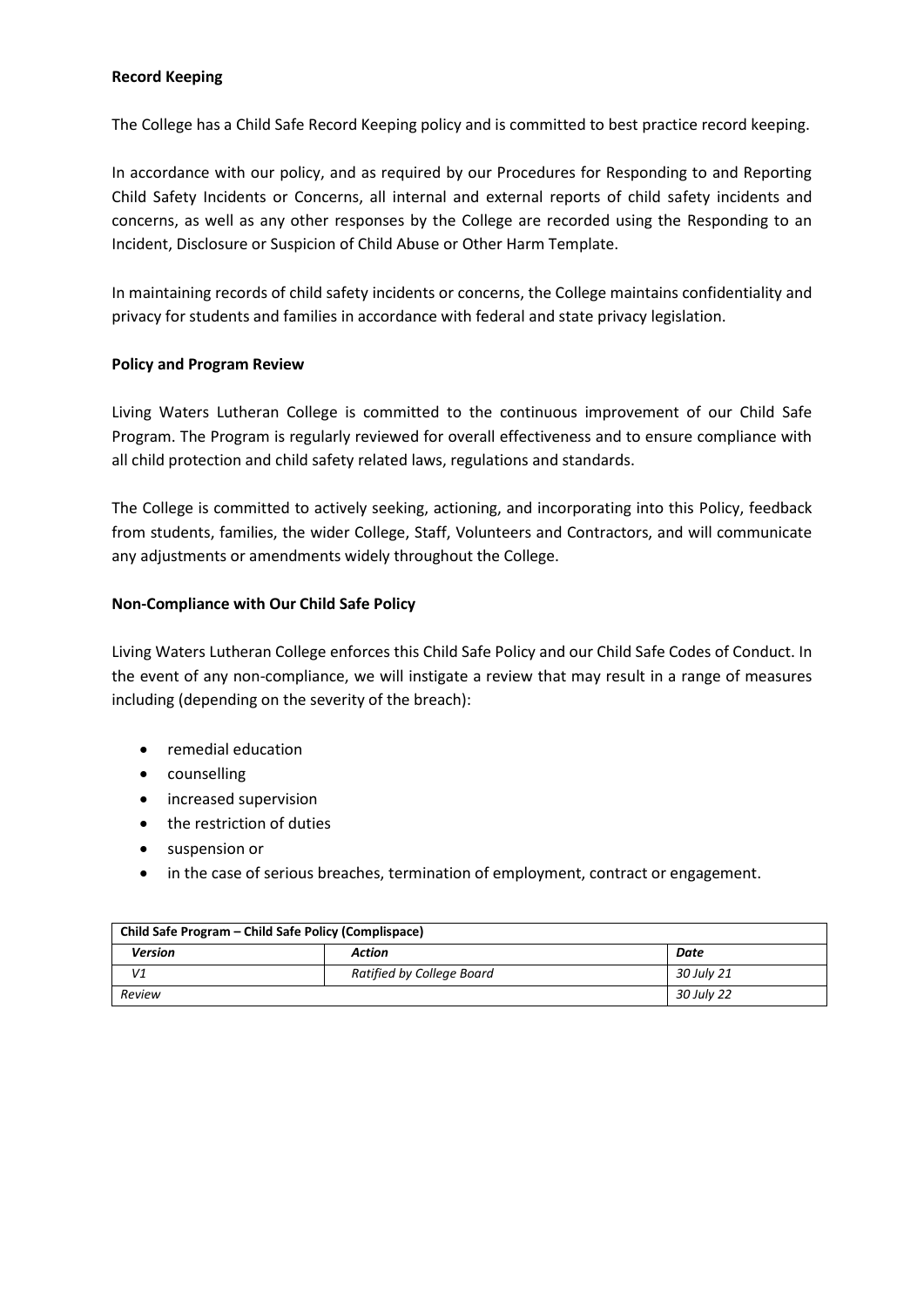**Record Keeping**

The College has a Child Safe Record Keeping policy and is committed to best practice record keeping.

In accordance with our policy, and as required by our Procedures for Responding to and Reporting Child Safety Incidents or Concerns, all internal and external reports of child safety incidents and concerns, as well as any other responses by the College are recorded using the Responding to an Incident, Disclosure or Suspicion of Child Abuse or Other Harm Template.

In maintaining records of child safety incidents or concerns, the College maintains confidentiality and privacy for students and families in accordance with federal and state privacy legislation.

**Policy and Program Review**

Living Waters Lutheran College is committed to the continuous improvement of our Child Safe Program. The Program is regularly reviewed for overall effectiveness and to ensure compliance with all child protection and child safety related laws, regulations and standards.

The College is committed to actively seeking, actioning, and incorporating into this Policy, feedback from students, families, the wider College, Staff, Volunteers and Contractors, and will communicate any adjustments or amendments widely throughout the College.

**Non-Compliance with Our Child Safe Policy**

Living Waters Lutheran College enforces this Child Safe Policy and our Child Safe Codes of Conduct. In the event of any non-compliance, we will instigate a review that may result in a range of measures including (depending on the severity of the breach):

- remedial education
- counselling
- increased supervision
- the restriction of duties
- suspension or
- in the case of serious breaches, termination of employment, contract or engagement.

| **Child Safe Program – Child Safe Policy (Complispace)** | | |
|---|---|---|
| ***Version*** | ***Action*** | ***Date*** |
| *V1* | *Ratified by College Board* | *30 July 21* |
| *Review* | | *30 July 22* |